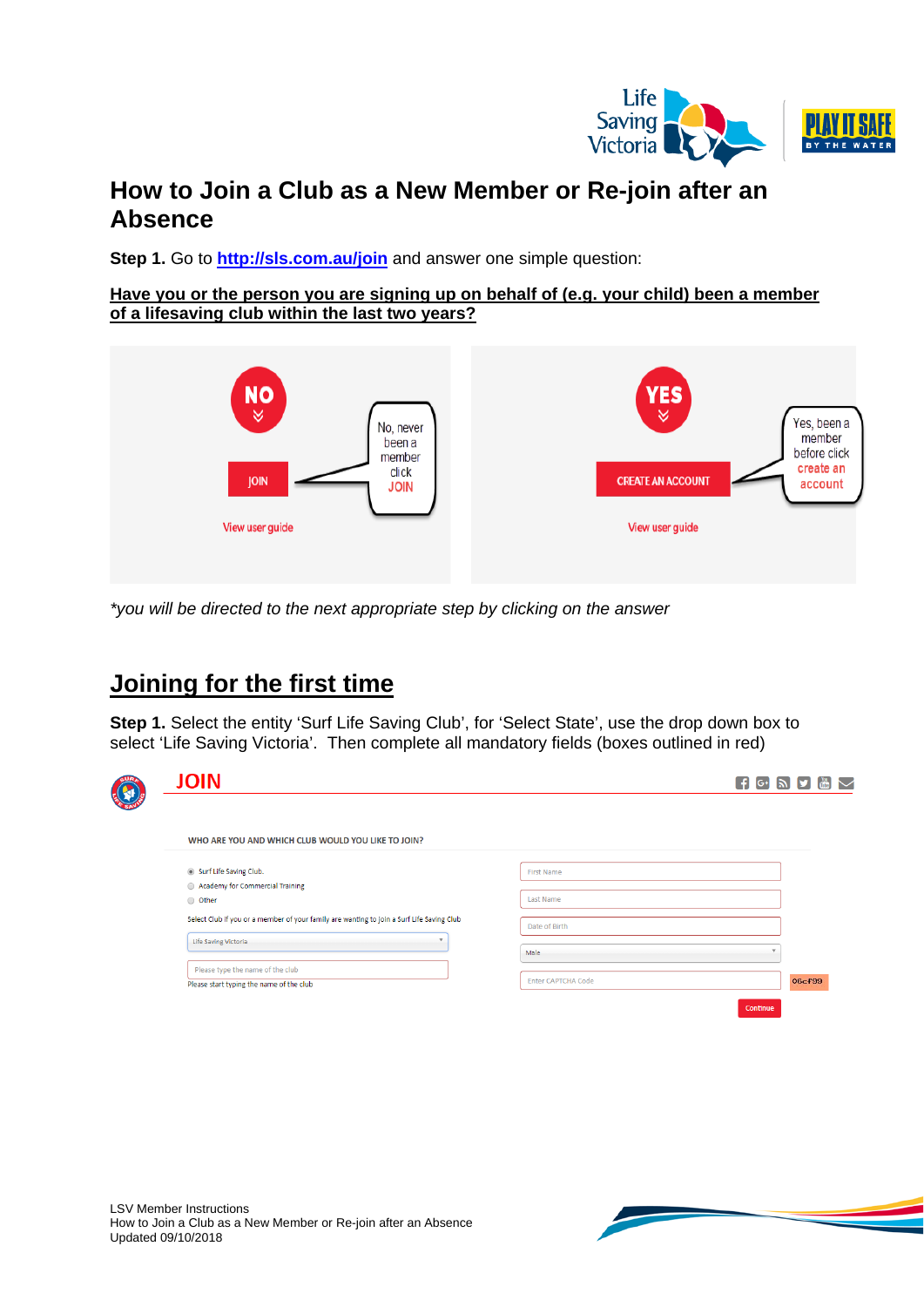# How to Join a Club as a New Member or Re-join after an Absence

**Step 1.** Go to **http://sls.com.au/join** and answer one simple question:

**Have you or the person you are signing up on behalf of (e.g. your child) been a member of a lifesaving club within the last two years?**

*you will be directed to the next appropriate step by clicking on the answer

## Joining for the first time

**Step 1.** Select the entity 'Surf Life Saving Club', for 'Select State', use the drop down box to select 'Life Saving Victoria'. Then complete all mandatory fields (boxes outlined in red)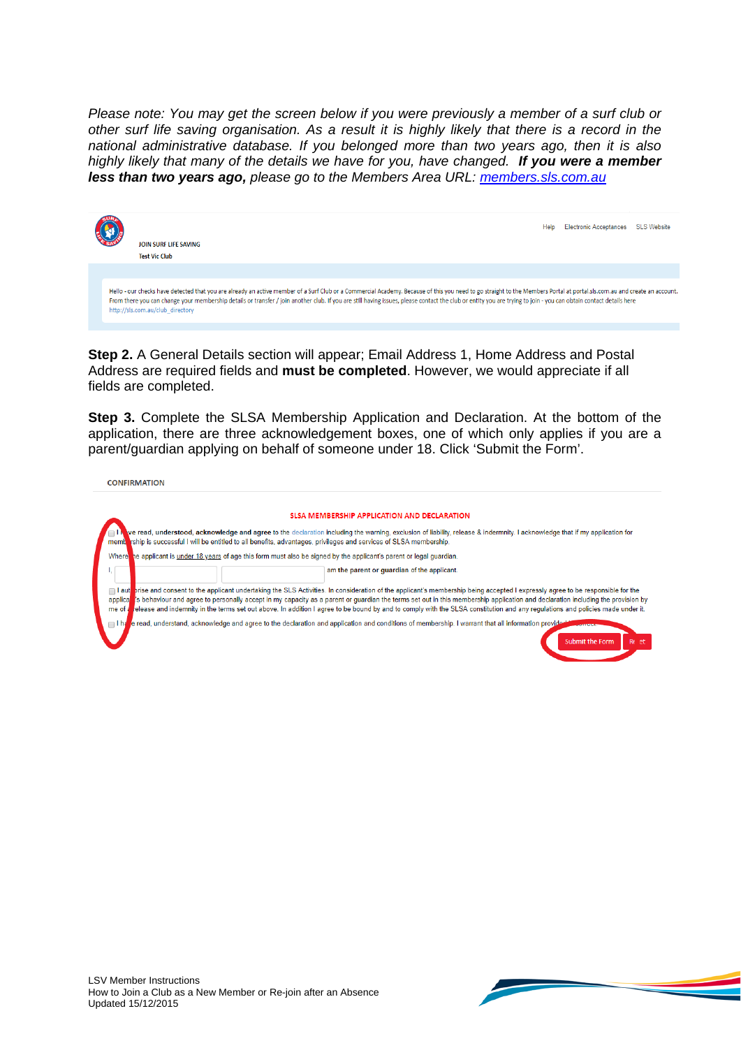*Please note: You may get the screen below if you were previously a member of a surf club or other surf life saving organisation. As a result it is highly likely that there is a record in the national administrative database. If you belonged more than two years ago, then it is also highly likely that many of the details we have for you, have changed.* ***If you were a member less than two years ago,*** *please go to the Members Area URL:* [*members.sls.com.au*](http://members.sls.com.au)

JOIN SURF LIFE SAVING

Test Vic Club

Help Electronic Acceptances SLS Website

Hello - our checks have detected that you are already an active member of a Surf Club or a Commercial Academy. Because of this you need to go straight to the Members Portal at portal.sls.com.au and create an account. From there you can change your membership details or transfer / join another club. If you are still having issues, please contact the club or entity you are trying to join - you can obtain contact details here http://sls.com.au/club_directory

**Step 2.** A General Details section will appear; Email Address 1, Home Address and Postal Address are required fields and **must be completed**. However, we would appreciate if all fields are completed.

**Step 3.** Complete the SLSA Membership Application and Declaration. At the bottom of the application, there are three acknowledgement boxes, one of which only applies if you are a parent/guardian applying on behalf of someone under 18. Click 'Submit the Form'.

CONFIRMATION

SLSA MEMBERSHIP APPLICATION AND DECLARATION

☐ **I have read, understood, acknowledge and agree** to the declaration including the warning, exclusion of liability, release & indemnity. I acknowledge that if my application for membership is successful I will be entitled to all benefits, advantages, privileges and services of SLSA membership.

Where the applicant is under 18 years of age this form must also be signed by the applicant's parent or legal guardian.

I, ______ ______ am the parent or guardian of the applicant.

☐ I authorise and consent to the applicant undertaking the SLS Activities. In consideration of the applicant's membership being accepted I expressly agree to be responsible for the applicant's behaviour and agree to personally accept in my capacity as a parent or guardian the terms set out in this membership application and declaration including the provision by me of a release and indemnity in the terms set out above. In addition I agree to be bound by and to comply with the SLSA constitution and any regulations and policies made under it.

☐ I have read, understand, acknowledge and agree to the declaration and application and conditions of membership. I warrant that all information provided is correct.

Submit the Form | Reset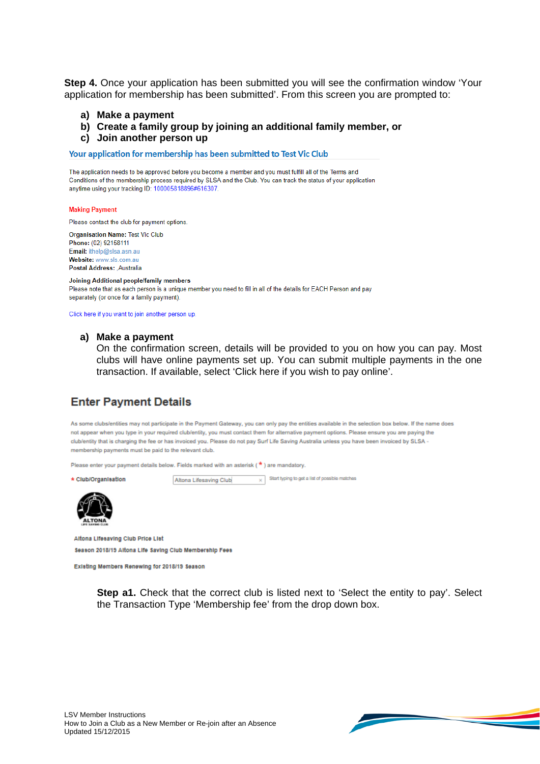**Step 4.** Once your application has been submitted you will see the confirmation window 'Your application for membership has been submitted'. From this screen you are prompted to:

a) **Make a payment**
b) **Create a family group by joining an additional family member, or**
c) **Join another person up**

Your application for membership has been submitted to Test Vic Club

The application needs to be approved before you become a member and you must fulfill all of the Terms and Conditions of the membership process required by SLSA and the Club. You can track the status of your application anytime using your tracking ID: 100005818896#616307.

Making Payment

Please contact the club for payment options.

**Organisation Name:** Test Vic Club
**Phone:** (02) 92158111
**Email:** ithelp@slsa.asn.au
**Website:** www.sls.com.au
**Postal Address:** ,Australia

**Joining Additional people/family members**
Please note that as each person is a unique member you need to fill in all of the details for EACH Person and pay separately (or once for a family payment).

Click here if you want to join another person up.

a) **Make a payment**
On the confirmation screen, details will be provided to you on how you can pay. Most clubs will have online payments set up. You can submit multiple payments in the one transaction. If available, select 'Click here if you wish to pay online'.

## Enter Payment Details

As some clubs/entities may not participate in the Payment Gateway, you can only pay the entities available in the selection box below. If the name does not appear when you type in your required club/entity, you must contact them for alternative payment options. Please ensure you are paying the club/entity that is charging the fee or has invoiced you. Please do not pay Surf Life Saving Australia unless you have been invoiced by SLSA - membership payments must be paid to the relevant club.

Please enter your payment details below. Fields marked with an asterisk ( * ) are mandatory.

* Club/Organisation | Altona Lifesaving Club | Start typing to get a list of possible matches

ALTONA

Altona Lifesaving Club Price List

Season 2018/19 Altona Life Saving Club Membership Fees

Existing Members Renewing for 2018/19 Season

**Step a1.** Check that the correct club is listed next to 'Select the entity to pay'. Select the Transaction Type 'Membership fee' from the drop down box.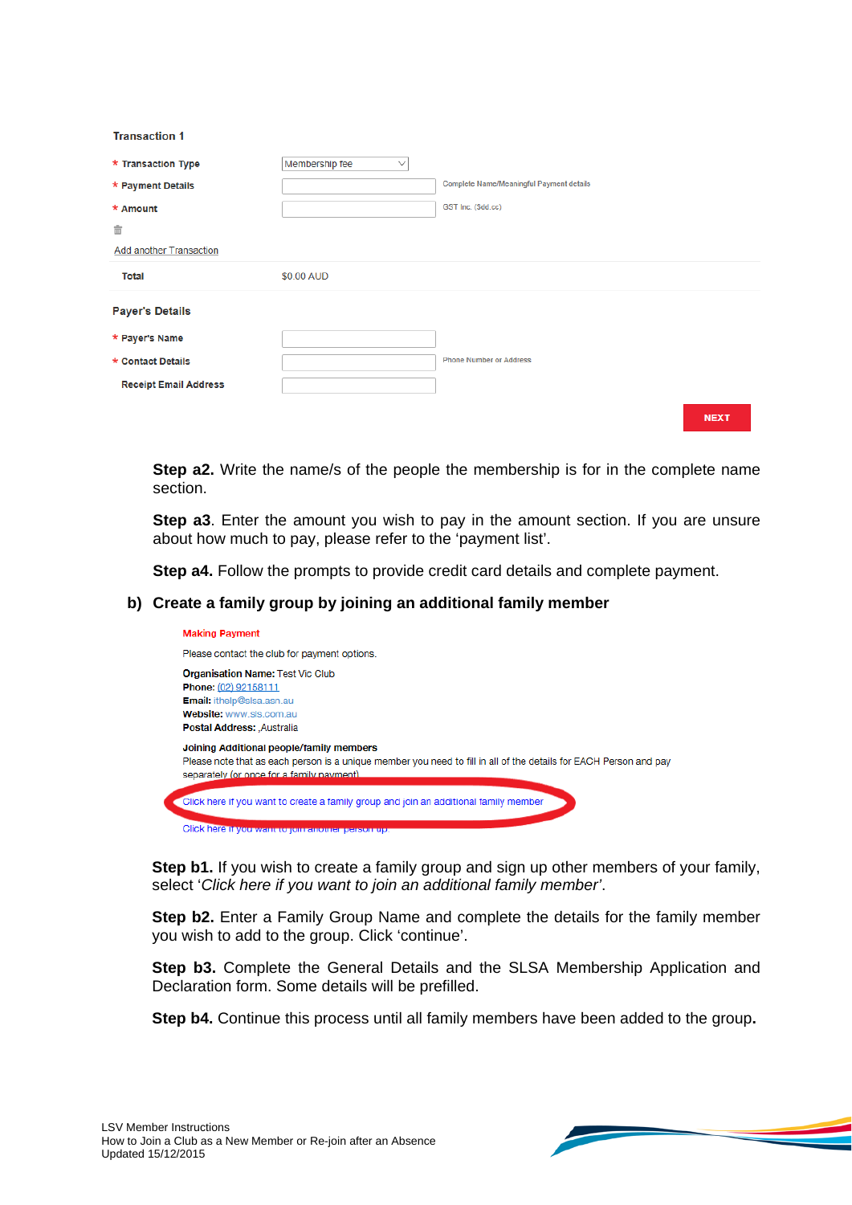**Transaction 1**

| | | |
|---|---|---|
| * Transaction Type | Membership fee | |
| * Payment Details | | Complete Name/Meaningful Payment details |
| * Amount | | GST Inc. ($dd.cc) |

Add another Transaction

| | |
|---|---|
| Total | $0.00 AUD |

**Payer's Details**

| | | |
|---|---|---|
| * Payer's Name | | |
| * Contact Details | | Phone Number or Address |
| Receipt Email Address | | |

NEXT

**Step a2.** Write the name/s of the people the membership is for in the complete name section.

**Step a3**. Enter the amount you wish to pay in the amount section. If you are unsure about how much to pay, please refer to the 'payment list'.

**Step a4.** Follow the prompts to provide credit card details and complete payment.

## b) Create a family group by joining an additional family member

Making Payment

Please contact the club for payment options.

**Organisation Name:** Test Vic Club
**Phone:** (02) 92158111
**Email:** ithelp@slsa.asn.au
**Website:** www.sls.com.au
**Postal Address:** ,Australia

**Joining Additional people/family members**
Please note that as each person is a unique member you need to fill in all of the details for EACH Person and pay separately (or once for a family payment)

Click here if you want to create a family group and join an additional family member

Click here if you want to join another person up

**Step b1.** If you wish to create a family group and sign up other members of your family, select '*Click here if you want to join an additional family member*'.

**Step b2.** Enter a Family Group Name and complete the details for the family member you wish to add to the group. Click 'continue'.

**Step b3.** Complete the General Details and the SLSA Membership Application and Declaration form. Some details will be prefilled.

**Step b4.** Continue this process until all family members have been added to the group.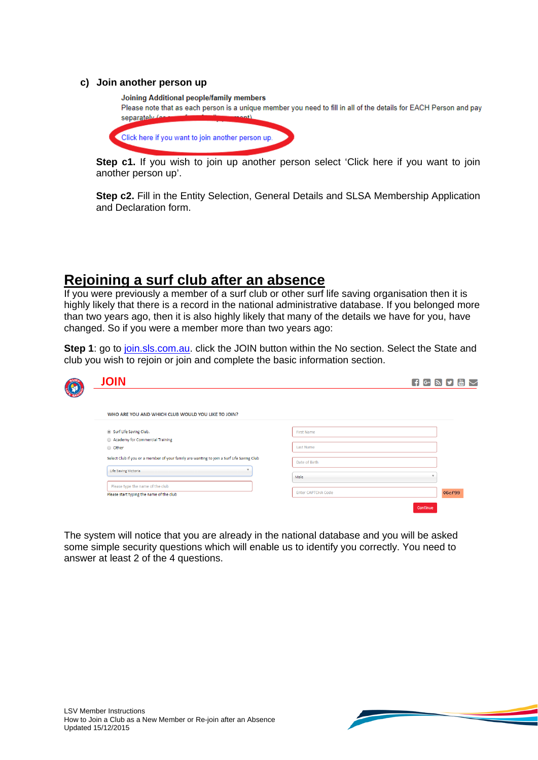### c) Join another person up

**Joining Additional people/family members**

Please note that as each person is a unique member you need to fill in all of the details for EACH Person and pay separately

Click here if you want to join another person up.

**Step c1.** If you wish to join up another person select 'Click here if you want to join another person up'.

**Step c2.** Fill in the Entity Selection, General Details and SLSA Membership Application and Declaration form.

## Rejoining a surf club after an absence

If you were previously a member of a surf club or other surf life saving organisation then it is highly likely that there is a record in the national administrative database. If you belonged more than two years ago, then it is also highly likely that many of the details we have for you, have changed. So if you were a member more than two years ago:

**Step 1**: go to join.sls.com.au. click the JOIN button within the No section. Select the State and club you wish to rejoin or join and complete the basic information section.

JOIN

WHO ARE YOU AND WHICH CLUB WOULD YOU LIKE TO JOIN?

- Surf Life Saving Club.
- Academy for Commercial Training
- Other

Select Club if you or a member of your family are wanting to join a Surf Life Saving Club

Life Saving Victoria

Please type the name of the club

Please start typing the name of the club

First Name

Last Name

Date of Birth

Male

Enter CAPTCHA Code 06cf99

Continue

The system will notice that you are already in the national database and you will be asked some simple security questions which will enable us to identify you correctly. You need to answer at least 2 of the 4 questions.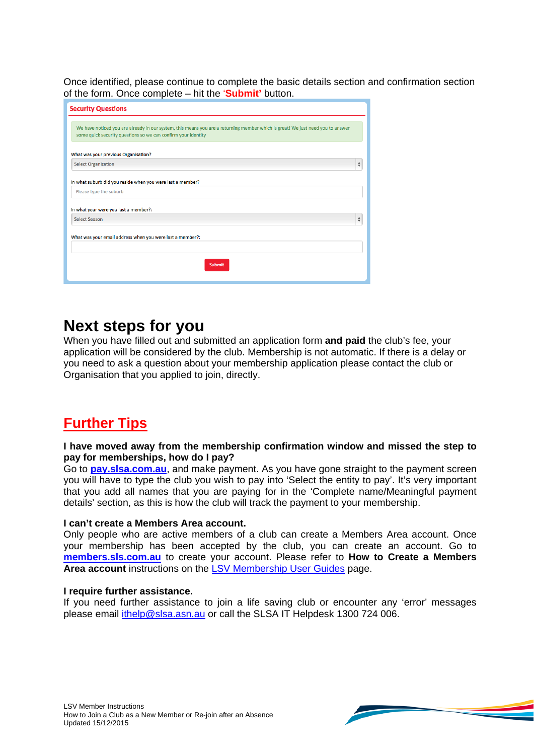Once identified, please continue to complete the basic details section and confirmation section of the form. Once complete – hit the '**Submit'** button.

**Security Questions**

We have noticed you are already in our system, this means you are a returning member which is great! We just need you to answer some quick security questions so we can confirm your identity

What was your previous Organisation?

Select Organization

In what suburb did you reside when you were last a member?

Please type the suburb

In what year were you last a member?:

Select Season

What was your email address when you were last a member?:

Submit

# Next steps for you

When you have filled out and submitted an application form **and paid** the club's fee, your application will be considered by the club. Membership is not automatic. If there is a delay or you need to ask a question about your membership application please contact the club or Organisation that you applied to join, directly.

## Further Tips

**I have moved away from the membership confirmation window and missed the step to pay for memberships, how do I pay?**

Go to **pay.slsa.com.au**, and make payment. As you have gone straight to the payment screen you will have to type the club you wish to pay into 'Select the entity to pay'. It's very important that you add all names that you are paying for in the 'Complete name/Meaningful payment details' section, as this is how the club will track the payment to your membership.

**I can't create a Members Area account.**

Only people who are active members of a club can create a Members Area account. Once your membership has been accepted by the club, you can create an account. Go to **members.sls.com.au** to create your account. Please refer to **How to Create a Members Area account** instructions on the LSV Membership User Guides page.

**I require further assistance.**

If you need further assistance to join a life saving club or encounter any 'error' messages please email ithelp@slsa.asn.au or call the SLSA IT Helpdesk 1300 724 006.

LSV Member Instructions
How to Join a Club as a New Member or Re-join after an Absence
Updated 15/12/2015